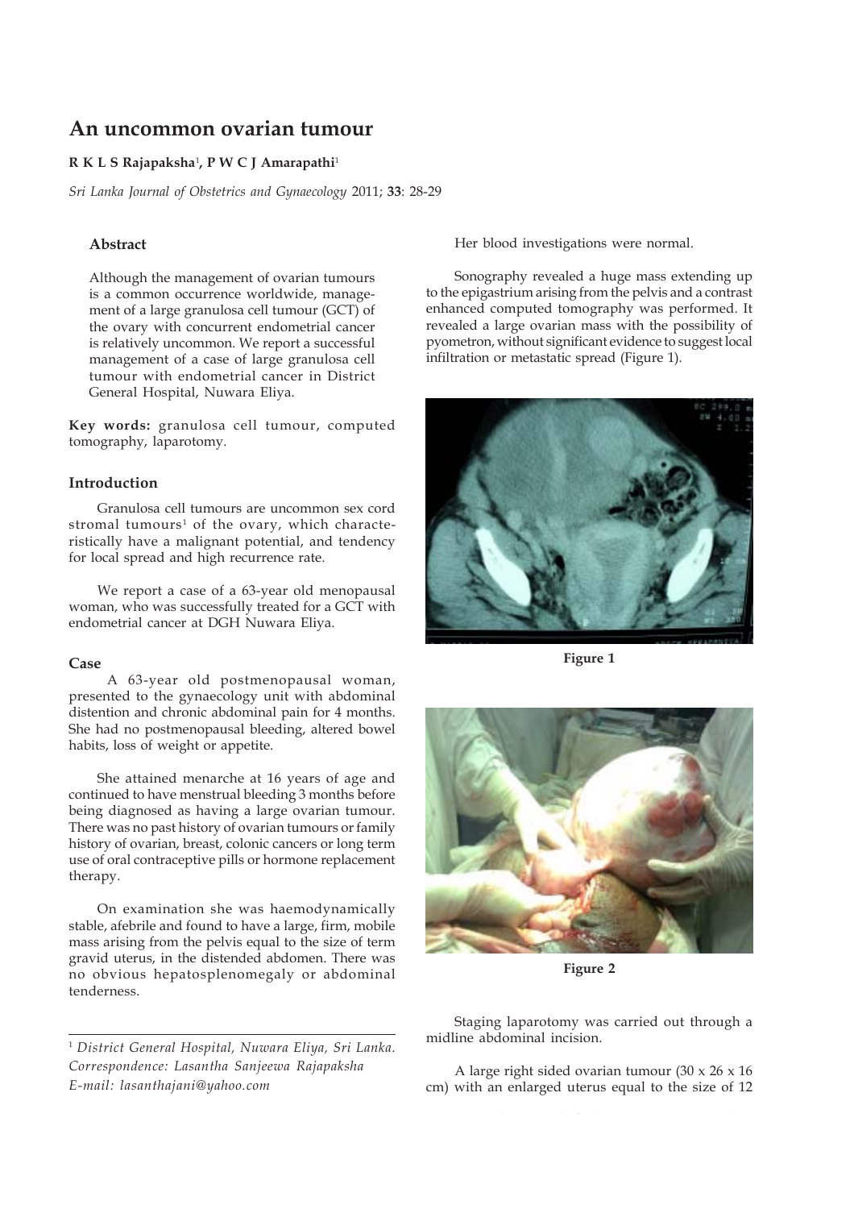# An uncommon ovarian tumour

**R K L S Rajapaksha**[1]**, P W C J Amarapathi**[1]

*Sri Lanka Journal of Obstetrics and Gynaecology* 2011; **33**: 28-29

### Abstract

Although the management of ovarian tumours is a common occurrence worldwide, management of a large granulosa cell tumour (GCT) of the ovary with concurrent endometrial cancer is relatively uncommon. We report a successful management of a case of large granulosa cell tumour with endometrial cancer in District General Hospital, Nuwara Eliya.

**Key words:** granulosa cell tumour, computed tomography, laparotomy.

### Introduction

Granulosa cell tumours are uncommon sex cord stromal tumours[1] of the ovary, which characteristically have a malignant potential, and tendency for local spread and high recurrence rate.

We report a case of a 63-year old menopausal woman, who was successfully treated for a GCT with endometrial cancer at DGH Nuwara Eliya.

### Case

A 63-year old postmenopausal woman, presented to the gynaecology unit with abdominal distention and chronic abdominal pain for 4 months. She had no postmenopausal bleeding, altered bowel habits, loss of weight or appetite.

She attained menarche at 16 years of age and continued to have menstrual bleeding 3 months before being diagnosed as having a large ovarian tumour. There was no past history of ovarian tumours or family history of ovarian, breast, colonic cancers or long term use of oral contraceptive pills or hormone replacement therapy.

On examination she was haemodynamically stable, afebrile and found to have a large, firm, mobile mass arising from the pelvis equal to the size of term gravid uterus, in the distended abdomen. There was no obvious hepatosplenomegaly or abdominal tenderness.

Her blood investigations were normal.

Sonography revealed a huge mass extending up to the epigastrium arising from the pelvis and a contrast enhanced computed tomography was performed. It revealed a large ovarian mass with the possibility of pyometron, without significant evidence to suggest local infiltration or metastatic spread (Figure 1).

Figure 1

Figure 2

Staging laparotomy was carried out through a midline abdominal incision.

A large right sided ovarian tumour (30 x 26 x 16 cm) with an enlarged uterus equal to the size of 12

---

[1] *District General Hospital, Nuwara Eliya, Sri Lanka.*
*Correspondence: Lasantha Sanjeewa Rajapaksha*
*E-mail: lasanthajani@yahoo.com*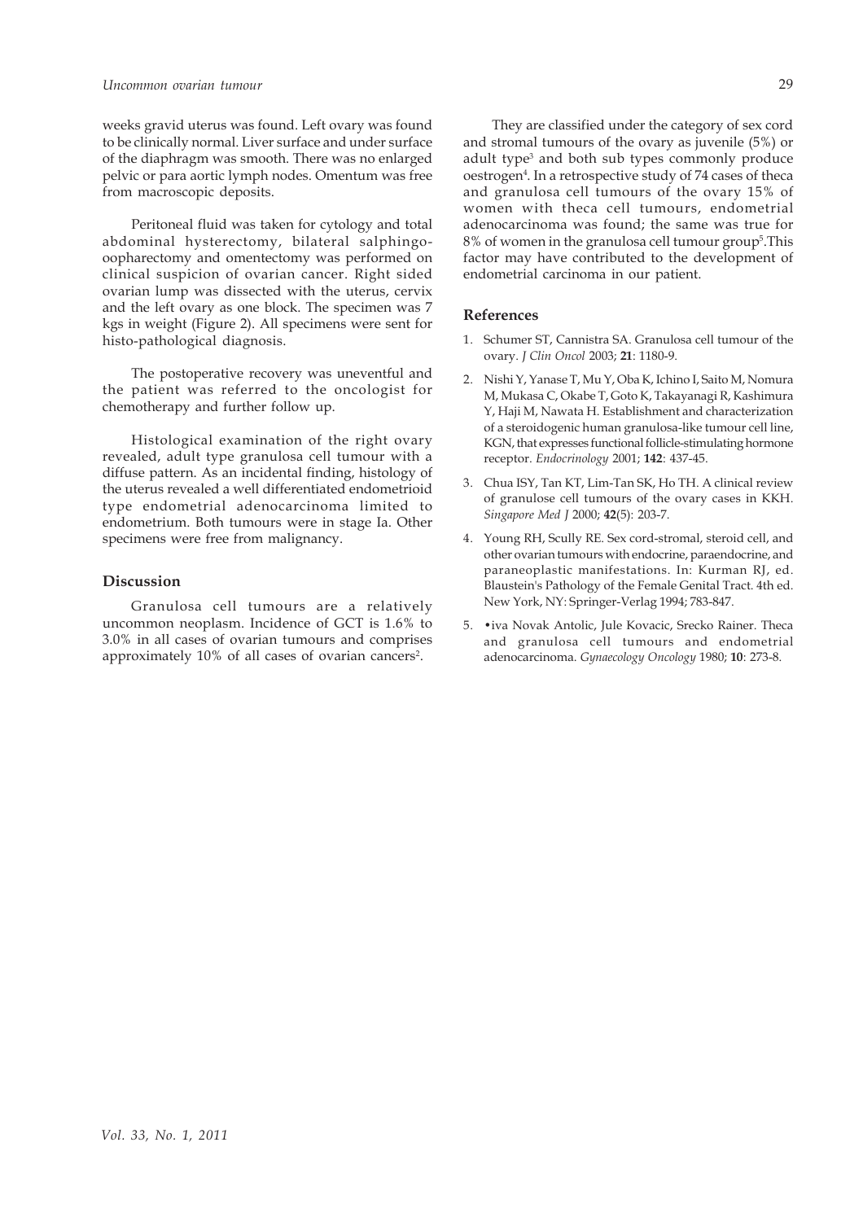weeks gravid uterus was found. Left ovary was found to be clinically normal. Liver surface and under surface of the diaphragm was smooth. There was no enlarged pelvic or para aortic lymph nodes. Omentum was free from macroscopic deposits.

Peritoneal fluid was taken for cytology and total abdominal hysterectomy, bilateral salphingo-oopharectomy and omentectomy was performed on clinical suspicion of ovarian cancer. Right sided ovarian lump was dissected with the uterus, cervix and the left ovary as one block. The specimen was 7 kgs in weight (Figure 2). All specimens were sent for histo-pathological diagnosis.

The postoperative recovery was uneventful and the patient was referred to the oncologist for chemotherapy and further follow up.

Histological examination of the right ovary revealed, adult type granulosa cell tumour with a diffuse pattern. As an incidental finding, histology of the uterus revealed a well differentiated endometrioid type endometrial adenocarcinoma limited to endometrium. Both tumours were in stage Ia. Other specimens were free from malignancy.

## Discussion

Granulosa cell tumours are a relatively uncommon neoplasm. Incidence of GCT is 1.6% to 3.0% in all cases of ovarian tumours and comprises approximately 10% of all cases of ovarian cancers[2].

They are classified under the category of sex cord and stromal tumours of the ovary as juvenile (5%) or adult type[3] and both sub types commonly produce oestrogen[4]. In a retrospective study of 74 cases of theca and granulosa cell tumours of the ovary 15% of women with theca cell tumours, endometrial adenocarcinoma was found; the same was true for 8% of women in the granulosa cell tumour group[5].This factor may have contributed to the development of endometrial carcinoma in our patient.

## References

1. Schumer ST, Cannistra SA. Granulosa cell tumour of the ovary. *J Clin Oncol* 2003; **21**: 1180-9.
2. Nishi Y, Yanase T, Mu Y, Oba K, Ichino I, Saito M, Nomura M, Mukasa C, Okabe T, Goto K, Takayanagi R, Kashimura Y, Haji M, Nawata H. Establishment and characterization of a steroidogenic human granulosa-like tumour cell line, KGN, that expresses functional follicle-stimulating hormone receptor. *Endocrinology* 2001; **142**: 437-45.
3. Chua ISY, Tan KT, Lim-Tan SK, Ho TH. A clinical review of granulose cell tumours of the ovary cases in KKH. *Singapore Med J* 2000; **42**(5): 203-7.
4. Young RH, Scully RE. Sex cord-stromal, steroid cell, and other ovarian tumours with endocrine, paraendocrine, and paraneoplastic manifestations. In: Kurman RJ, ed. Blaustein's Pathology of the Female Genital Tract. 4th ed. New York, NY: Springer-Verlag 1994; 783-847.
5. •iva Novak Antolic, Jule Kovacic, Srecko Rainer. Theca and granulosa cell tumours and endometrial adenocarcinoma. *Gynaecology Oncology* 1980; **10**: 273-8.